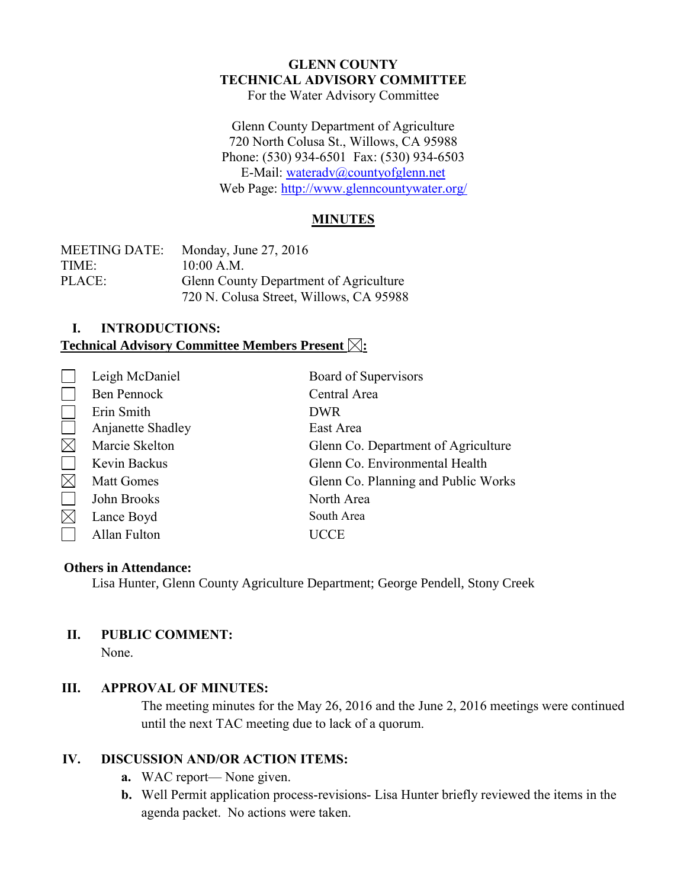# GLENN COUNTY
## TECHNICAL ADVISORY COMMITTEE
For the Water Advisory Committee

Glenn County Department of Agriculture
720 North Colusa St., Willows, CA 95988
Phone: (530) 934-6501 Fax: (530) 934-6503
E-Mail: wateradv@countyofglenn.net
Web Page: http://www.glenncountywater.org/

## MINUTES

| | |
|---|---|
| MEETING DATE: | Monday, June 27, 2016 |
| TIME: | 10:00 A.M. |
| PLACE: | Glenn County Department of Agriculture<br>720 N. Colusa Street, Willows, CA 95988 |

### I. INTRODUCTIONS:

**Technical Advisory Committee Members Present ☒:**

| Present | Name | Representing |
|---|---|---|
| ☐ | Leigh McDaniel | Board of Supervisors |
| ☐ | Ben Pennock | Central Area |
| ☐ | Erin Smith | DWR |
| ☐ | Anjanette Shadley | East Area |
| ☒ | Marcie Skelton | Glenn Co. Department of Agriculture |
| ☐ | Kevin Backus | Glenn Co. Environmental Health |
| ☒ | Matt Gomes | Glenn Co. Planning and Public Works |
| ☐ | John Brooks | North Area |
| ☒ | Lance Boyd | South Area |
| ☐ | Allan Fulton | UCCE |

**Others in Attendance:**

Lisa Hunter, Glenn County Agriculture Department; George Pendell, Stony Creek

### II. PUBLIC COMMENT:

None.

### III. APPROVAL OF MINUTES:

The meeting minutes for the May 26, 2016 and the June 2, 2016 meetings were continued until the next TAC meeting due to lack of a quorum.

### IV. DISCUSSION AND/OR ACTION ITEMS:

**a.** WAC report— None given.

**b.** Well Permit application process-revisions- Lisa Hunter briefly reviewed the items in the agenda packet. No actions were taken.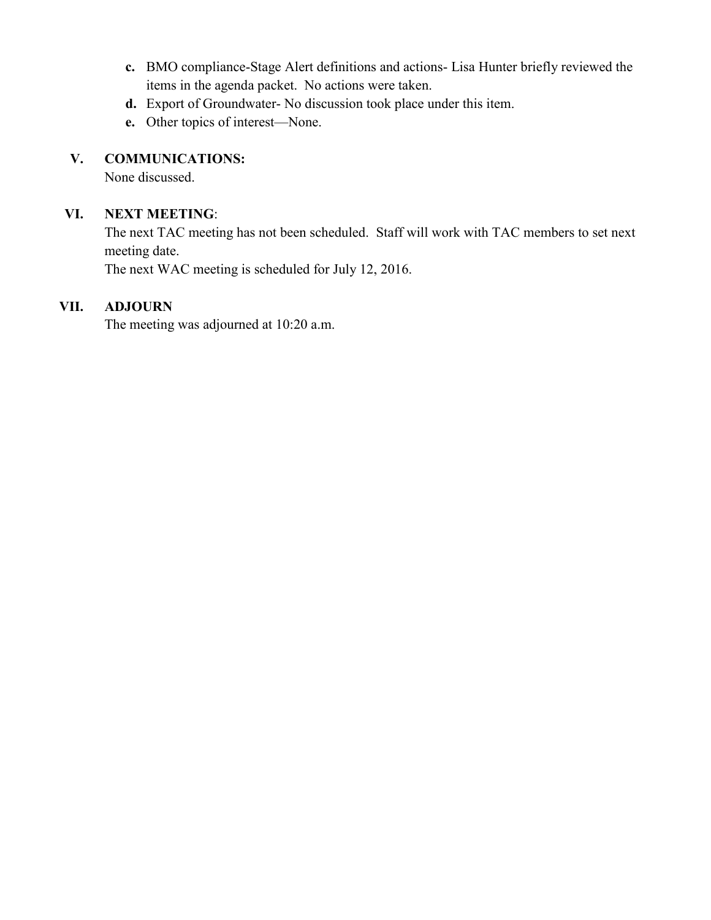c. **BMO compliance-Stage Alert definitions and actions**- Lisa Hunter briefly reviewed the items in the agenda packet. No actions were taken.

d. Export of Groundwater- No discussion took place under this item.

e. Other topics of interest—None.

## V. COMMUNICATIONS:

None discussed.

## VI. NEXT MEETING:

The next TAC meeting has not been scheduled. Staff will work with TAC members to set next meeting date.

The next WAC meeting is scheduled for July 12, 2016.

## VII. ADJOURN

The meeting was adjourned at 10:20 a.m.